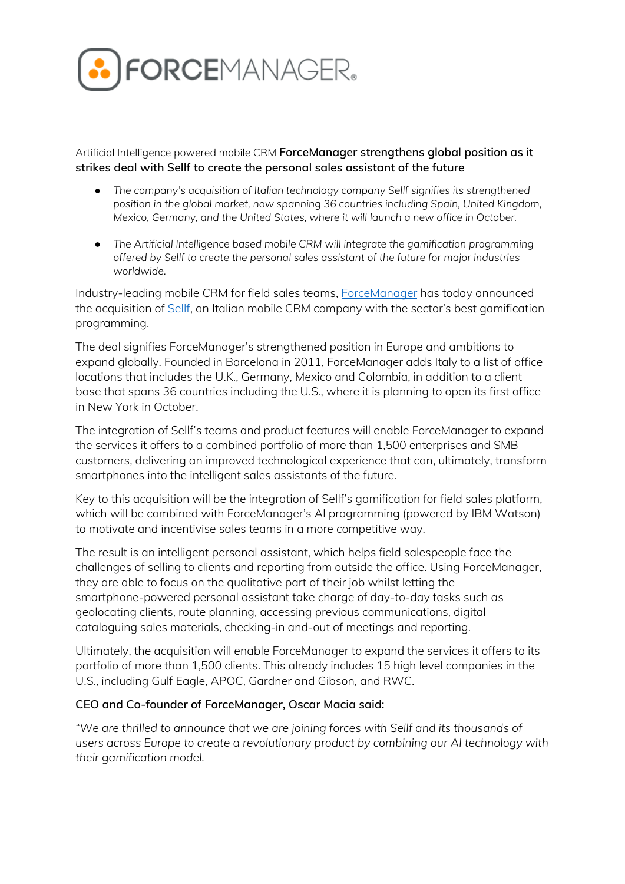# FORCEMANAGER

Artificial Intelligence powered mobile CRM **ForceManager strengthens global position as it strikes deal with Sellf to create the personal sales assistant of the future**

- *The company's acquisition of Italian technology company Sellf signifies its strengthened position in the global market, now spanning 36 countries including Spain, United Kingdom, Mexico, Germany, and the United States, where it will launch a new office in October.*

- *The Artificial Intelligence based mobile CRM will integrate the gamification programming offered by Sellf to create the personal sales assistant of the future for major industries worldwide.*

Industry-leading mobile CRM for field sales teams, ForceManager has today announced the acquisition of Sellf, an Italian mobile CRM company with the sector's best gamification programming.

The deal signifies ForceManager's strengthened position in Europe and ambitions to expand globally. Founded in Barcelona in 2011, ForceManager adds Italy to a list of office locations that includes the U.K., Germany, Mexico and Colombia, in addition to a client base that spans 36 countries including the U.S., where it is planning to open its first office in New York in October.

The integration of Sellf's teams and product features will enable ForceManager to expand the services it offers to a combined portfolio of more than 1,500 enterprises and SMB customers, delivering an improved technological experience that can, ultimately, transform smartphones into the intelligent sales assistants of the future.

Key to this acquisition will be the integration of Sellf's gamification for field sales platform, which will be combined with ForceManager's AI programming (powered by IBM Watson) to motivate and incentivise sales teams in a more competitive way.

The result is an intelligent personal assistant, which helps field salespeople face the challenges of selling to clients and reporting from outside the office. Using ForceManager, they are able to focus on the qualitative part of their job whilst letting the smartphone-powered personal assistant take charge of day-to-day tasks such as geolocating clients, route planning, accessing previous communications, digital cataloguing sales materials, checking-in and-out of meetings and reporting.

Ultimately, the acquisition will enable ForceManager to expand the services it offers to its portfolio of more than 1,500 clients. This already includes 15 high level companies in the U.S., including Gulf Eagle, APOC, Gardner and Gibson, and RWC.

**CEO and Co-founder of ForceManager, Oscar Macia said:**

*"We are thrilled to announce that we are joining forces with Sellf and its thousands of users across Europe to create a revolutionary product by combining our AI technology with their gamification model.*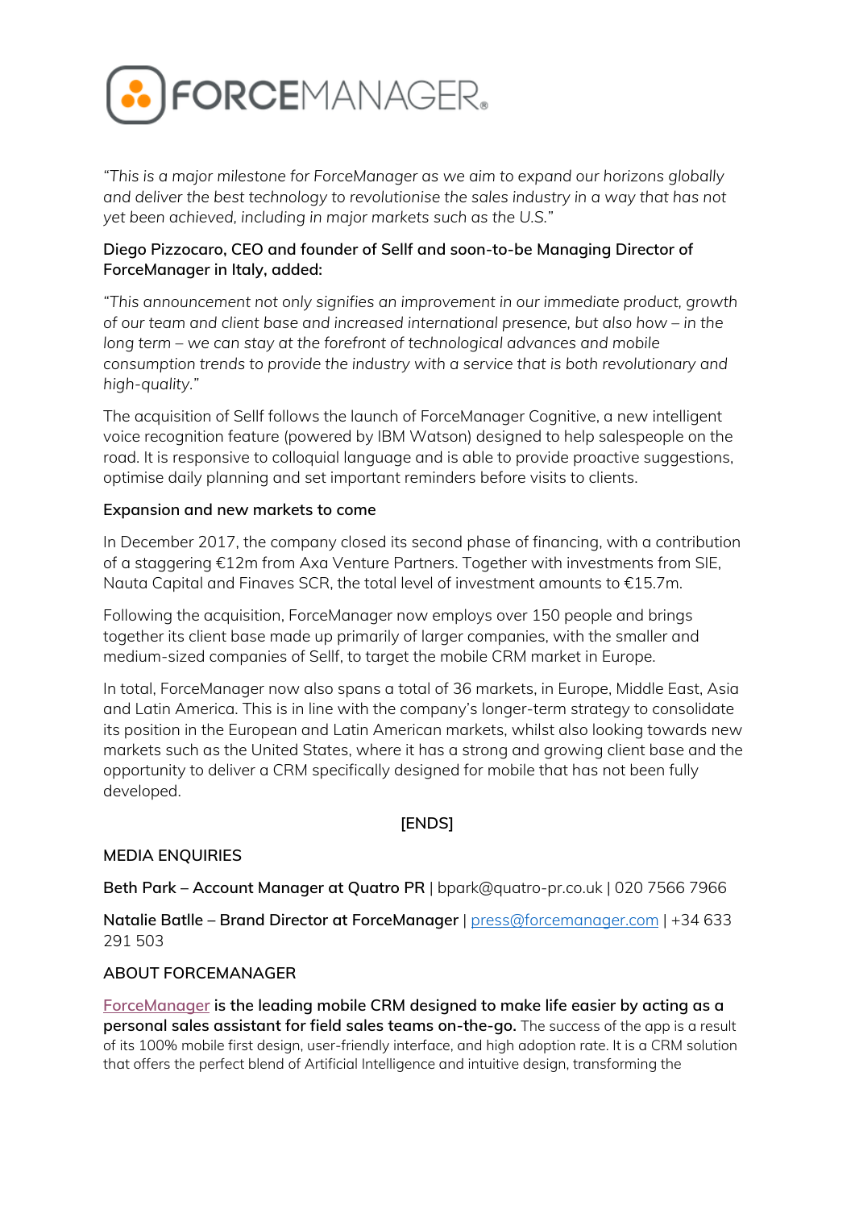*"This is a major milestone for ForceManager as we aim to expand our horizons globally and deliver the best technology to revolutionise the sales industry in a way that has not yet been achieved, including in major markets such as the U.S."*

**Diego Pizzocaro, CEO and founder of Sellf and soon-to-be Managing Director of ForceManager in Italy, added:**

*"This announcement not only signifies an improvement in our immediate product, growth of our team and client base and increased international presence, but also how – in the long term – we can stay at the forefront of technological advances and mobile consumption trends to provide the industry with a service that is both revolutionary and high-quality."*

The acquisition of Sellf follows the launch of ForceManager Cognitive, a new intelligent voice recognition feature (powered by IBM Watson) designed to help salespeople on the road. It is responsive to colloquial language and is able to provide proactive suggestions, optimise daily planning and set important reminders before visits to clients.

**Expansion and new markets to come**

In December 2017, the company closed its second phase of financing, with a contribution of a staggering €12m from Axa Venture Partners. Together with investments from SIE, Nauta Capital and Finaves SCR, the total level of investment amounts to €15.7m.

Following the acquisition, ForceManager now employs over 150 people and brings together its client base made up primarily of larger companies, with the smaller and medium-sized companies of Sellf, to target the mobile CRM market in Europe.

In total, ForceManager now also spans a total of 36 markets, in Europe, Middle East, Asia and Latin America. This is in line with the company's longer-term strategy to consolidate its position in the European and Latin American markets, whilst also looking towards new markets such as the United States, where it has a strong and growing client base and the opportunity to deliver a CRM specifically designed for mobile that has not been fully developed.

[ENDS]

MEDIA ENQUIRIES

**Beth Park – Account Manager at Quatro PR** | bpark@quatro-pr.co.uk | 020 7566 7966

**Natalie Batlle – Brand Director at ForceManager** | press@forcemanager.com | +34 633 291 503

ABOUT FORCEMANAGER

**ForceManager is the leading mobile CRM designed to make life easier by acting as a personal sales assistant for field sales teams on-the-go.** The success of the app is a result of its 100% mobile first design, user-friendly interface, and high adoption rate. It is a CRM solution that offers the perfect blend of Artificial Intelligence and intuitive design, transforming the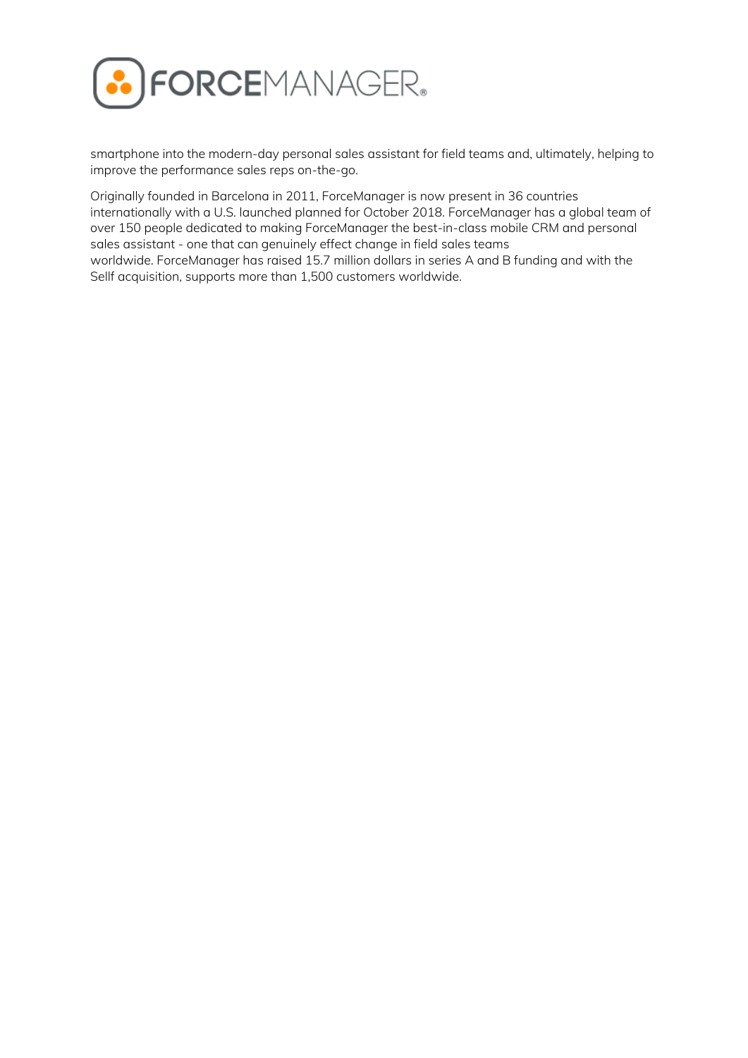smartphone into the modern-day personal sales assistant for field teams and, ultimately, helping to improve the performance sales reps on-the-go.

Originally founded in Barcelona in 2011, ForceManager is now present in 36 countries internationally with a U.S. launched planned for October 2018. ForceManager has a global team of over 150 people dedicated to making ForceManager the best-in-class mobile CRM and personal sales assistant - one that can genuinely effect change in field sales teams worldwide. ForceManager has raised 15.7 million dollars in series A and B funding and with the Sellf acquisition, supports more than 1,500 customers worldwide.